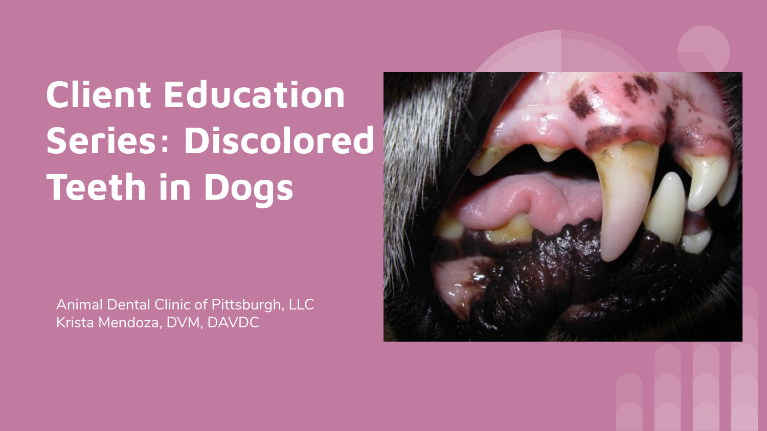# Client Education Series: Discolored Teeth in Dogs

Animal Dental Clinic of Pittsburgh, LLC
Krista Mendoza, DVM, DAVDC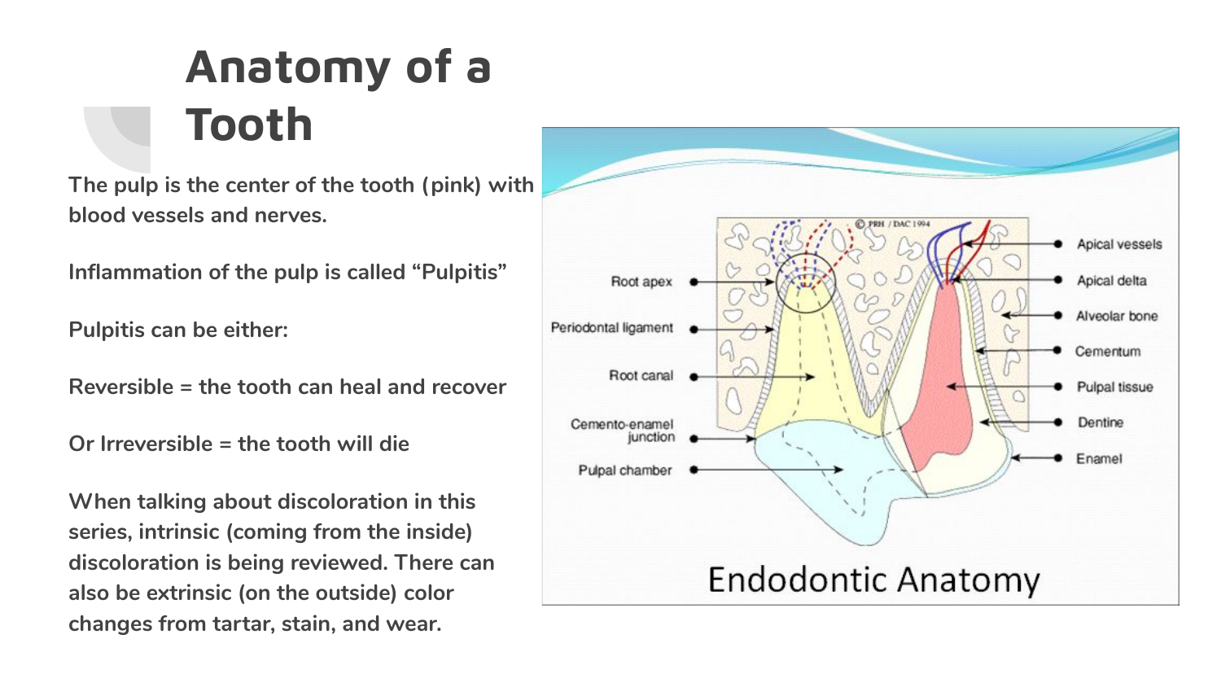# Anatomy of a Tooth

**The pulp is the center of the tooth (pink) with blood vessels and nerves.**

**Inflammation of the pulp is called "Pulpitis"**

**Pulpitis can be either:**

**Reversible = the tooth can heal and recover**

**Or Irreversible = the tooth will die**

**When talking about discoloration in this series, intrinsic (coming from the inside) discoloration is being reviewed. There can also be extrinsic (on the outside) color changes from tartar, stain, and wear.**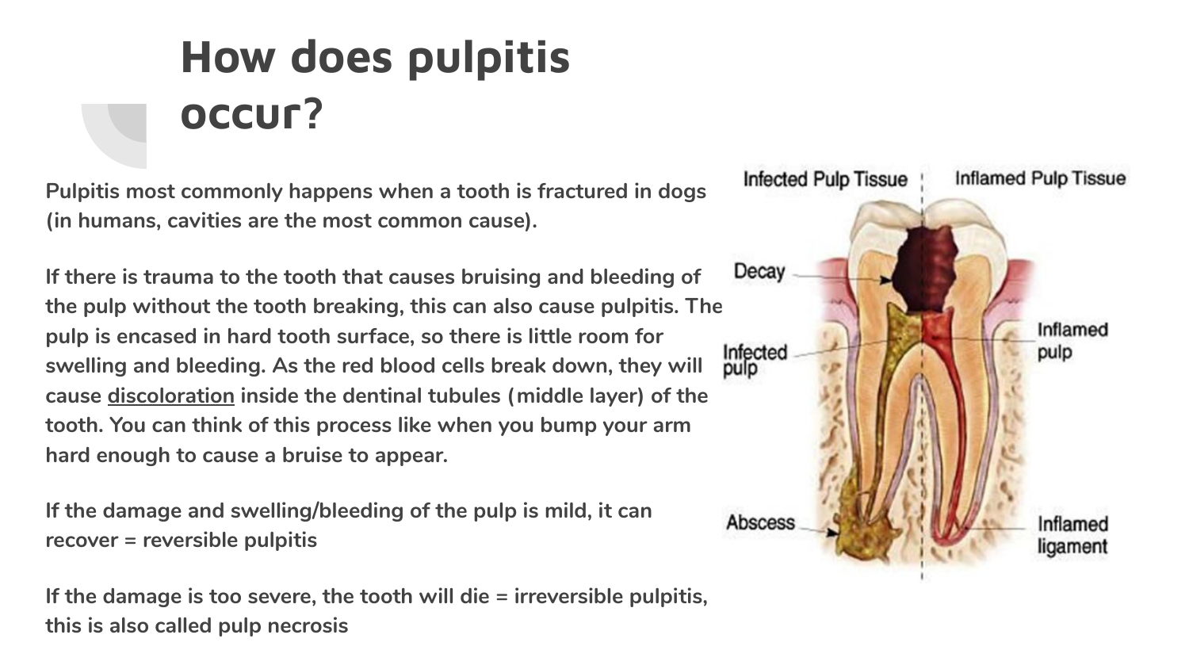# How does pulpitis occur?

**Pulpitis most commonly happens when a tooth is fractured in dogs (in humans, cavities are the most common cause).**

**If there is trauma to the tooth that causes bruising and bleeding of the pulp without the tooth breaking, this can also cause pulpitis. The pulp is encased in hard tooth surface, so there is little room for swelling and bleeding. As the red blood cells break down, they will cause discoloration inside the dentinal tubules (middle layer) of the tooth. You can think of this process like when you bump your arm hard enough to cause a bruise to appear.**

**If the damage and swelling/bleeding of the pulp is mild, it can recover = reversible pulpitis**

**If the damage is too severe, the tooth will die = irreversible pulpitis, this is also called pulp necrosis**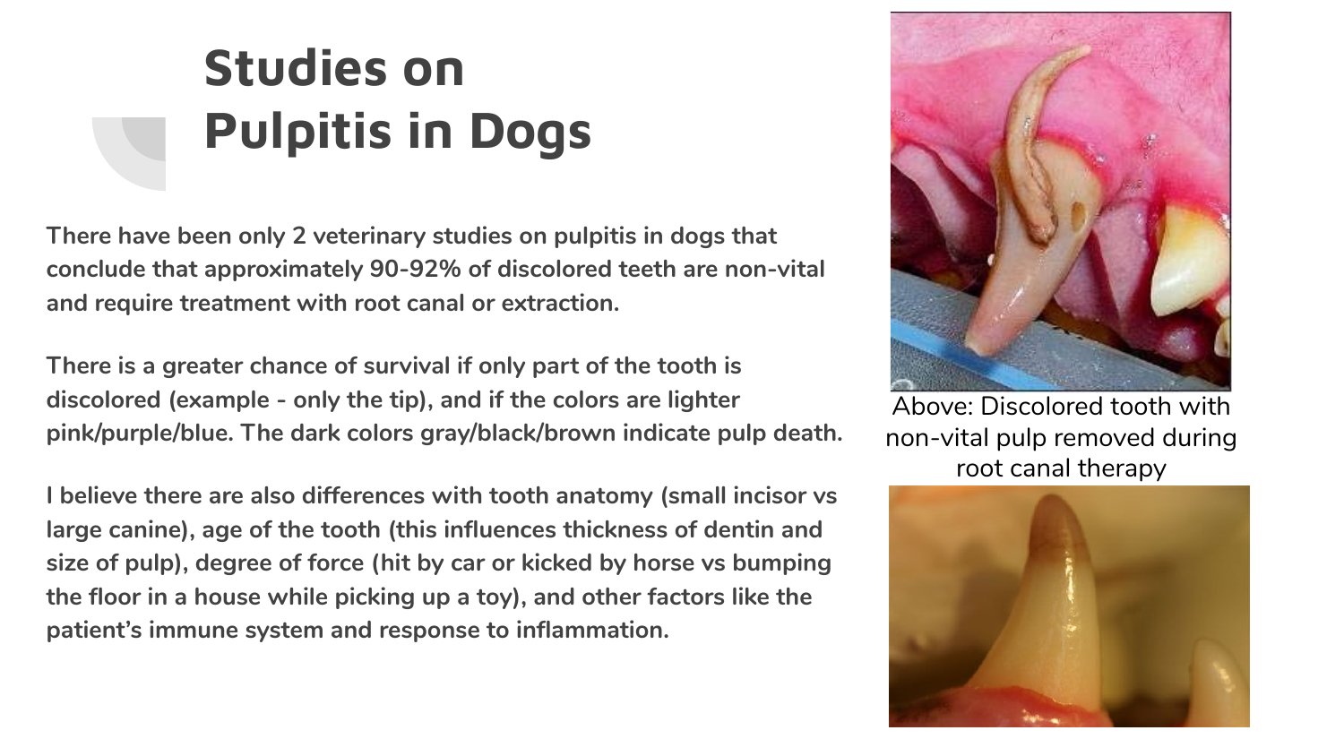# Studies on Pulpitis in Dogs

**There have been only 2 veterinary studies on pulpitis in dogs that conclude that approximately 90-92% of discolored teeth are non-vital and require treatment with root canal or extraction.**

**There is a greater chance of survival if only part of the tooth is discolored (example - only the tip), and if the colors are lighter pink/purple/blue. The dark colors gray/black/brown indicate pulp death.**

**I believe there are also differences with tooth anatomy (small incisor vs large canine), age of the tooth (this influences thickness of dentin and size of pulp), degree of force (hit by car or kicked by horse vs bumping the floor in a house while picking up a toy), and other factors like the patient's immune system and response to inflammation.**

Above: Discolored tooth with non-vital pulp removed during root canal therapy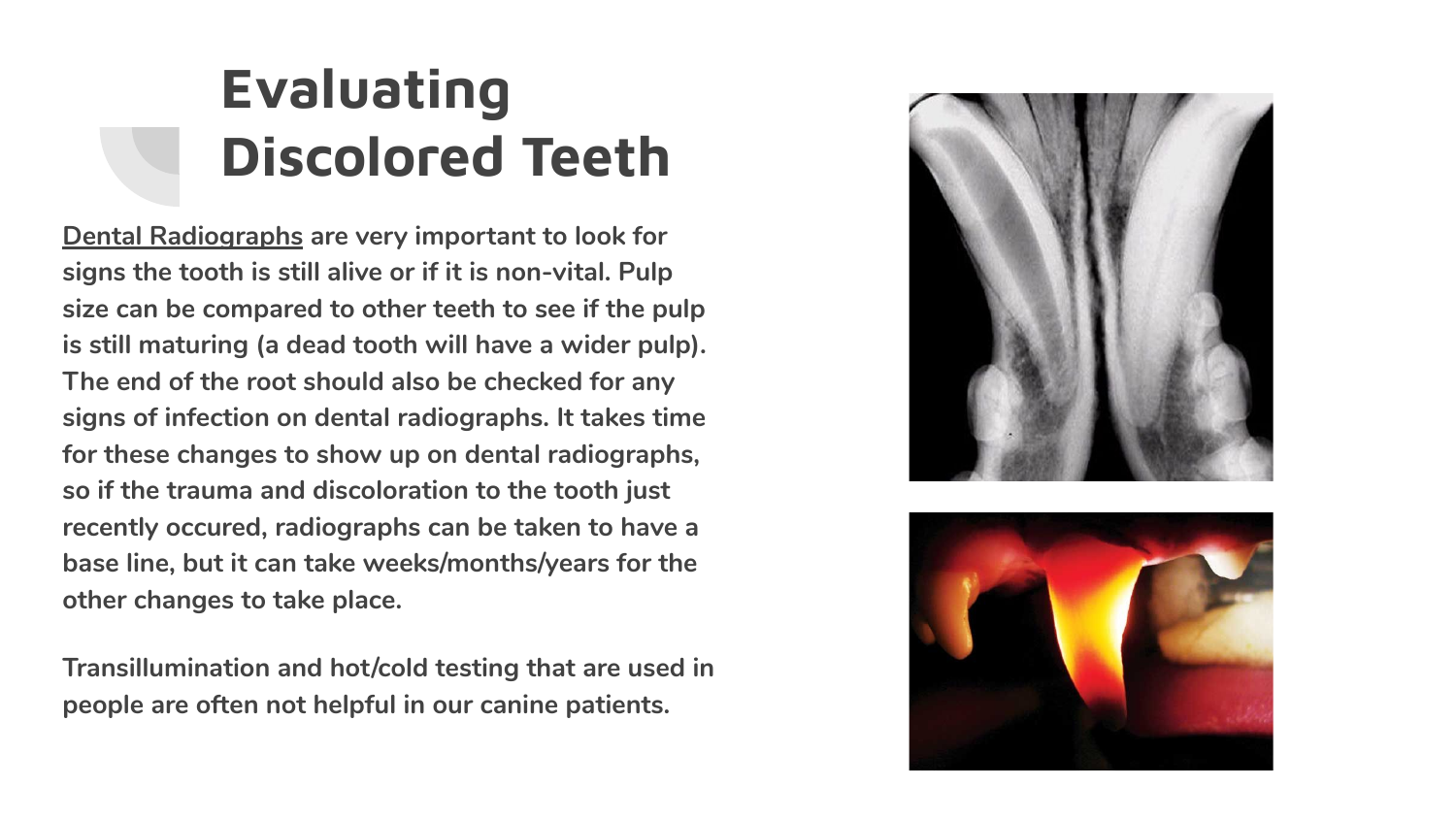# Evaluating Discolored Teeth

**<u>Dental Radiographs</u> are very important to look for signs the tooth is still alive or if it is non-vital. Pulp size can be compared to other teeth to see if the pulp is still maturing (a dead tooth will have a wider pulp). The end of the root should also be checked for any signs of infection on dental radiographs. It takes time for these changes to show up on dental radiographs, so if the trauma and discoloration to the tooth just recently occured, radiographs can be taken to have a base line, but it can take weeks/months/years for the other changes to take place.**

**Transillumination and hot/cold testing that are used in people are often not helpful in our canine patients.**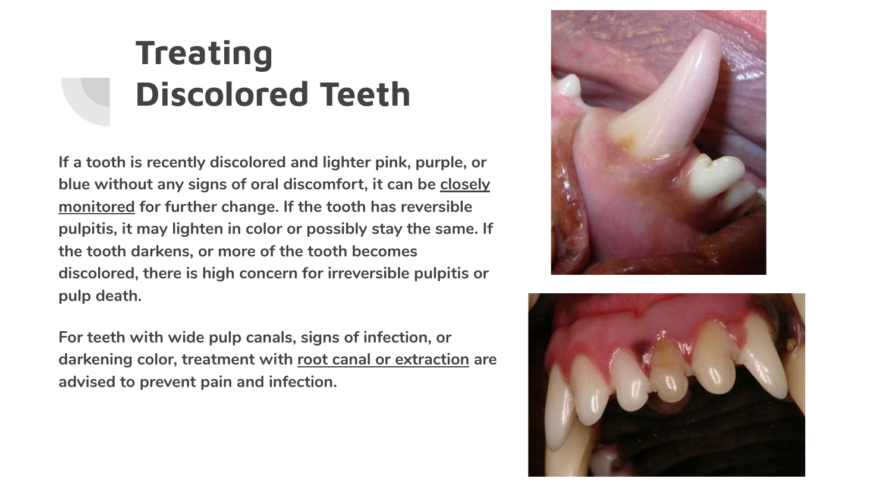# Treating Discolored Teeth

**If a tooth is recently discolored and lighter pink, purple, or blue without any signs of oral discomfort, it can be closely monitored for further change. If the tooth has reversible pulpitis, it may lighten in color or possibly stay the same. If the tooth darkens, or more of the tooth becomes discolored, there is high concern for irreversible pulpitis or pulp death.**

**For teeth with wide pulp canals, signs of infection, or darkening color, treatment with root canal or extraction are advised to prevent pain and infection.**